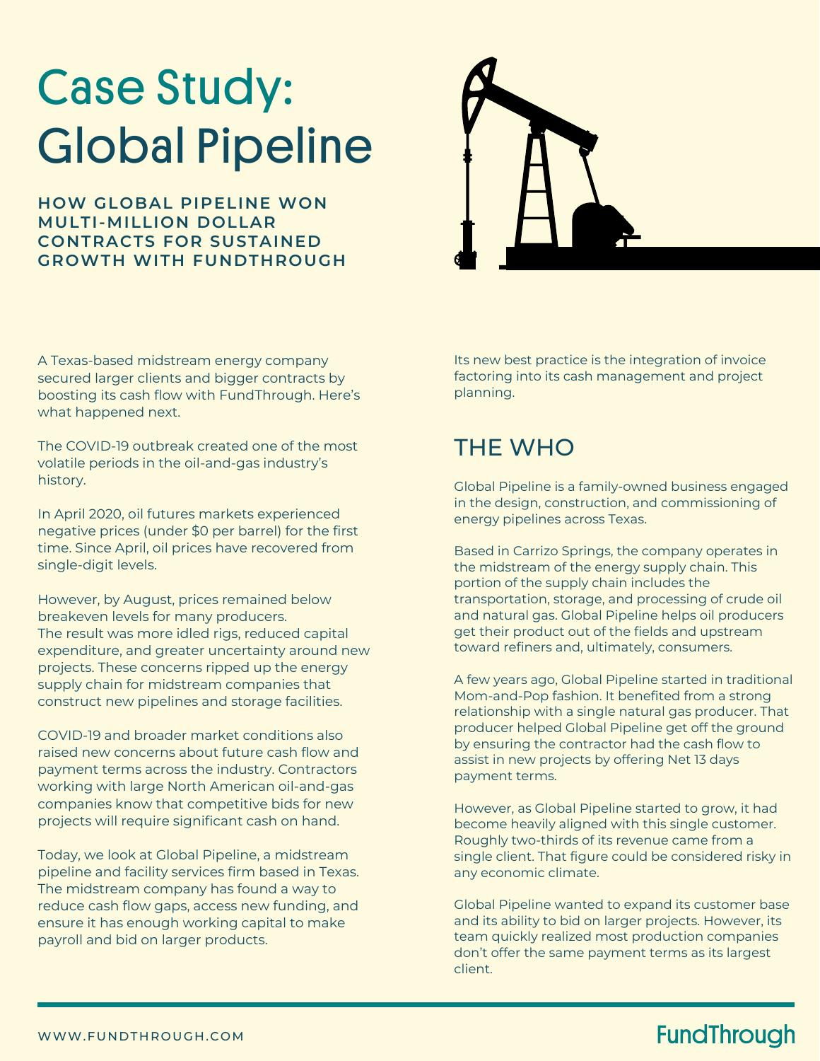# Case Study: Global Pipeline

### HOW GLOBAL PIPELINE WON MULTI-MILLION DOLLAR CONTRACTS FOR SUSTAINED GROWTH WITH FUNDTHROUGH

A Texas-based midstream energy company secured larger clients and bigger contracts by boosting its cash flow with FundThrough. Here's what happened next.

The COVID-19 outbreak created one of the most volatile periods in the oil-and-gas industry's history.

In April 2020, oil futures markets experienced negative prices (under $0 per barrel) for the first time. Since April, oil prices have recovered from single-digit levels.

However, by August, prices remained below breakeven levels for many producers. The result was more idled rigs, reduced capital expenditure, and greater uncertainty around new projects. These concerns ripped up the energy supply chain for midstream companies that construct new pipelines and storage facilities.

COVID-19 and broader market conditions also raised new concerns about future cash flow and payment terms across the industry. Contractors working with large North American oil-and-gas companies know that competitive bids for new projects will require significant cash on hand.

Today, we look at Global Pipeline, a midstream pipeline and facility services firm based in Texas. The midstream company has found a way to reduce cash flow gaps, access new funding, and ensure it has enough working capital to make payroll and bid on larger products.

Its new best practice is the integration of invoice factoring into its cash management and project planning.

## THE WHO

Global Pipeline is a family-owned business engaged in the design, construction, and commissioning of energy pipelines across Texas.

Based in Carrizo Springs, the company operates in the midstream of the energy supply chain. This portion of the supply chain includes the transportation, storage, and processing of crude oil and natural gas. Global Pipeline helps oil producers get their product out of the fields and upstream toward refiners and, ultimately, consumers.

A few years ago, Global Pipeline started in traditional Mom-and-Pop fashion. It benefited from a strong relationship with a single natural gas producer. That producer helped Global Pipeline get off the ground by ensuring the contractor had the cash flow to assist in new projects by offering Net 13 days payment terms.

However, as Global Pipeline started to grow, it had become heavily aligned with this single customer. Roughly two-thirds of its revenue came from a single client. That figure could be considered risky in any economic climate.

Global Pipeline wanted to expand its customer base and its ability to bid on larger projects. However, its team quickly realized most production companies don't offer the same payment terms as its largest client.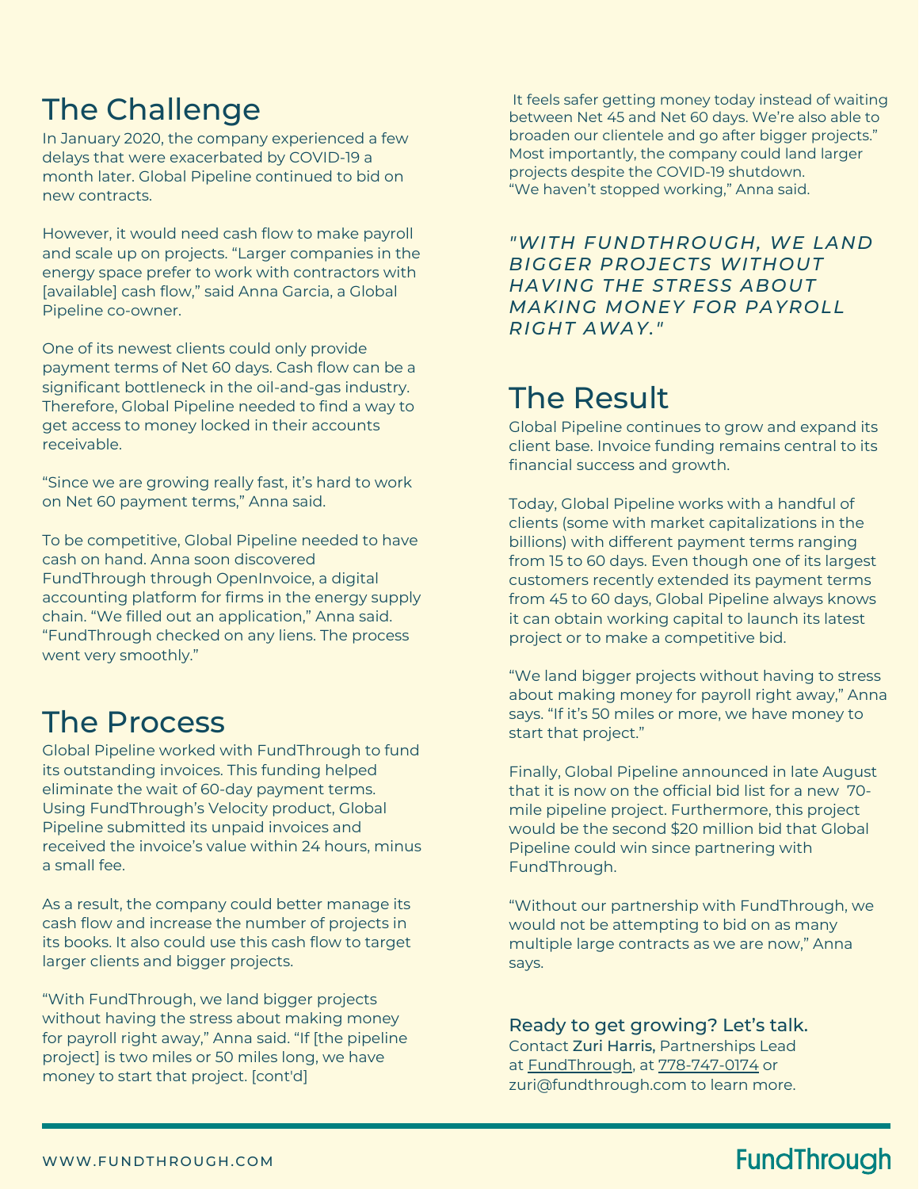## The Challenge

In January 2020, the company experienced a few delays that were exacerbated by COVID-19 a month later. Global Pipeline continued to bid on new contracts.

However, it would need cash flow to make payroll and scale up on projects. "Larger companies in the energy space prefer to work with contractors with [available] cash flow," said Anna Garcia, a Global Pipeline co-owner.

One of its newest clients could only provide payment terms of Net 60 days. Cash flow can be a significant bottleneck in the oil-and-gas industry. Therefore, Global Pipeline needed to find a way to get access to money locked in their accounts receivable.

"Since we are growing really fast, it's hard to work on Net 60 payment terms," Anna said.

To be competitive, Global Pipeline needed to have cash on hand. Anna soon discovered FundThrough through OpenInvoice, a digital accounting platform for firms in the energy supply chain. "We filled out an application," Anna said. "FundThrough checked on any liens. The process went very smoothly."

## The Process

Global Pipeline worked with FundThrough to fund its outstanding invoices. This funding helped eliminate the wait of 60-day payment terms. Using FundThrough's Velocity product, Global Pipeline submitted its unpaid invoices and received the invoice's value within 24 hours, minus a small fee.

As a result, the company could better manage its cash flow and increase the number of projects in its books. It also could use this cash flow to target larger clients and bigger projects.

"With FundThrough, we land bigger projects without having the stress about making money for payroll right away," Anna said. "If [the pipeline project] is two miles or 50 miles long, we have money to start that project. [cont'd]

It feels safer getting money today instead of waiting between Net 45 and Net 60 days. We're also able to broaden our clientele and go after bigger projects." Most importantly, the company could land larger projects despite the COVID-19 shutdown. "We haven't stopped working," Anna said.

*"WITH FUNDTHROUGH, WE LAND BIGGER PROJECTS WITHOUT HAVING THE STRESS ABOUT MAKING MONEY FOR PAYROLL RIGHT AWAY."*

## The Result

Global Pipeline continues to grow and expand its client base. Invoice funding remains central to its financial success and growth.

Today, Global Pipeline works with a handful of clients (some with market capitalizations in the billions) with different payment terms ranging from 15 to 60 days. Even though one of its largest customers recently extended its payment terms from 45 to 60 days, Global Pipeline always knows it can obtain working capital to launch its latest project or to make a competitive bid.

"We land bigger projects without having to stress about making money for payroll right away," Anna says. "If it's 50 miles or more, we have money to start that project."

Finally, Global Pipeline announced in late August that it is now on the official bid list for a new 70-mile pipeline project. Furthermore, this project would be the second $20 million bid that Global Pipeline could win since partnering with FundThrough.

"Without our partnership with FundThrough, we would not be attempting to bid on as many multiple large contracts as we are now," Anna says.

**Ready to get growing? Let's talk.**
Contact **Zuri Harris**, Partnerships Lead at FundThrough, at 778-747-0174 or zuri@fundthrough.com to learn more.